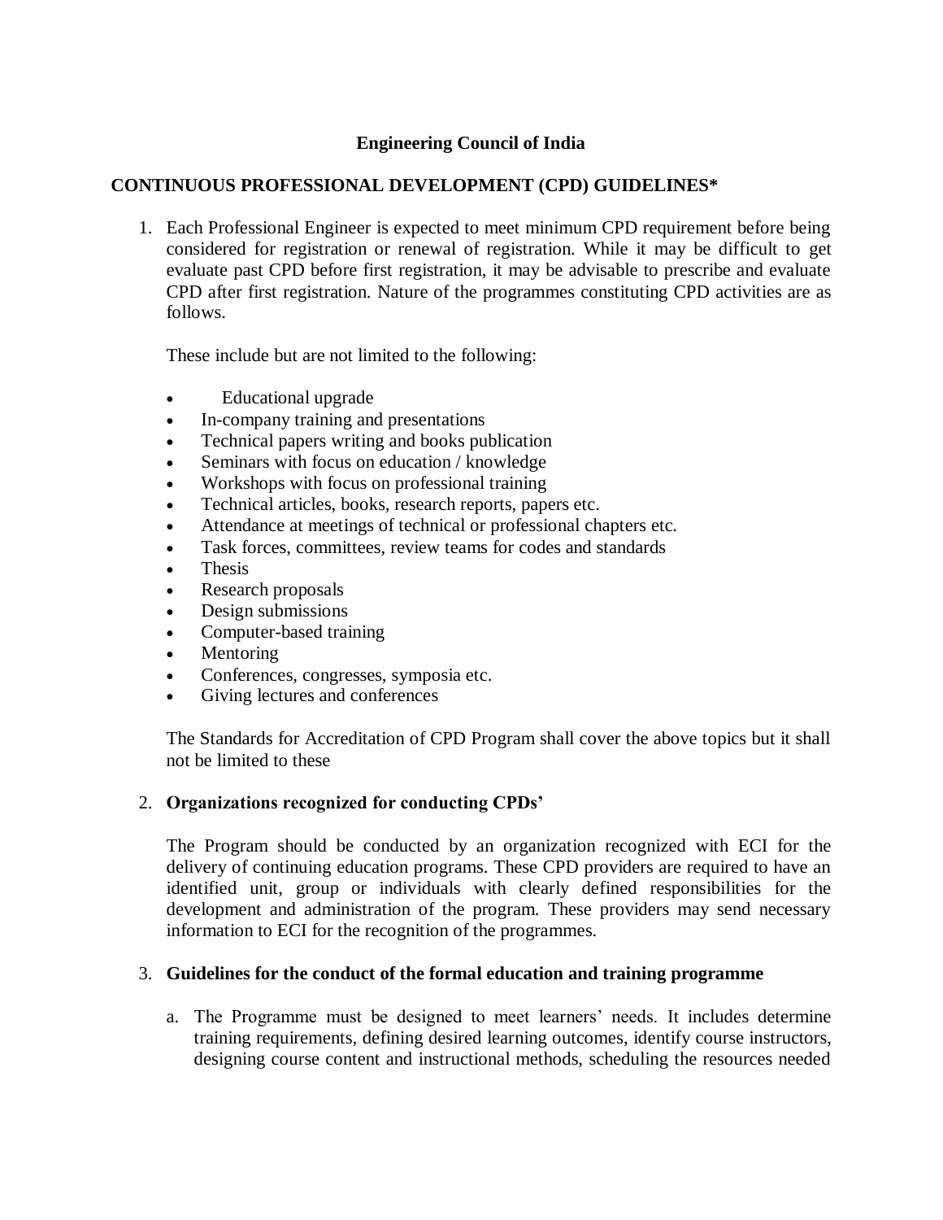# Engineering Council of India

## CONTINUOUS PROFESSIONAL DEVELOPMENT (CPD) GUIDELINES*

1. Each Professional Engineer is expected to meet minimum CPD requirement before being considered for registration or renewal of registration. While it may be difficult to get evaluate past CPD before first registration, it may be advisable to prescribe and evaluate CPD after first registration. Nature of the programmes constituting CPD activities are as follows.

   These include but are not limited to the following:

   - Educational upgrade
   - In-company training and presentations
   - Technical papers writing and books publication
   - Seminars with focus on education / knowledge
   - Workshops with focus on professional training
   - Technical articles, books, research reports, papers etc.
   - Attendance at meetings of technical or professional chapters etc.
   - Task forces, committees, review teams for codes and standards
   - Thesis
   - Research proposals
   - Design submissions
   - Computer-based training
   - Mentoring
   - Conferences, congresses, symposia etc.
   - Giving lectures and conferences

   The Standards for Accreditation of CPD Program shall cover the above topics but it shall not be limited to these

2. **Organizations recognized for conducting CPDs'**

   The Program should be conducted by an organization recognized with ECI for the delivery of continuing education programs. These CPD providers are required to have an identified unit, group or individuals with clearly defined responsibilities for the development and administration of the program. These providers may send necessary information to ECI for the recognition of the programmes.

3. **Guidelines for the conduct of the formal education and training programme**

   a. The Programme must be designed to meet learners' needs. It includes determine training requirements, defining desired learning outcomes, identify course instructors, designing course content and instructional methods, scheduling the resources needed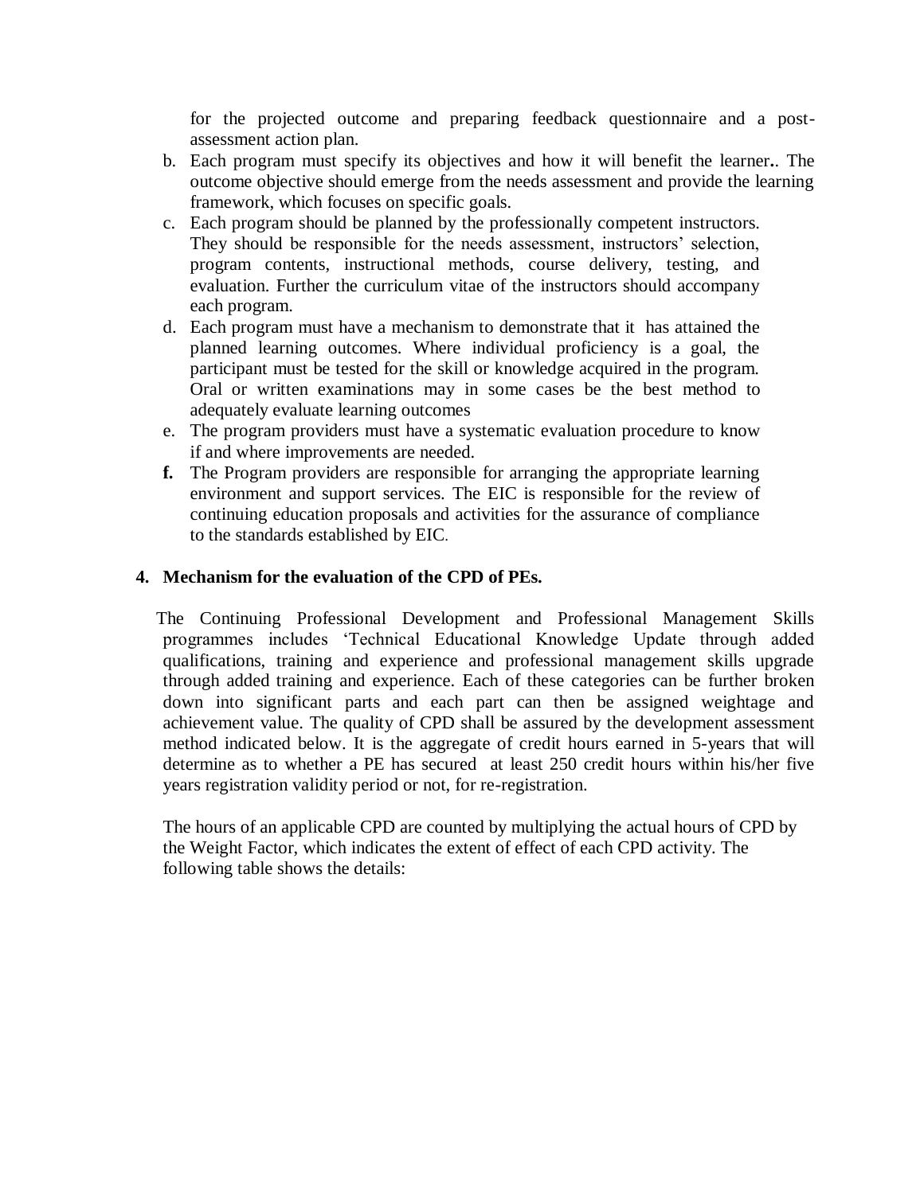for the projected outcome and preparing feedback questionnaire and a post-assessment action plan.

b. Each program must specify its objectives and how it will benefit the learner**.**. The outcome objective should emerge from the needs assessment and provide the learning framework, which focuses on specific goals.
c. Each program should be planned by the professionally competent instructors. They should be responsible for the needs assessment, instructors' selection, program contents, instructional methods, course delivery, testing, and evaluation. Further the curriculum vitae of the instructors should accompany each program.
d. Each program must have a mechanism to demonstrate that it has attained the planned learning outcomes. Where individual proficiency is a goal, the participant must be tested for the skill or knowledge acquired in the program. Oral or written examinations may in some cases be the best method to adequately evaluate learning outcomes
e. The program providers must have a systematic evaluation procedure to know if and where improvements are needed.
**f.** The Program providers are responsible for arranging the appropriate learning environment and support services. The EIC is responsible for the review of continuing education proposals and activities for the assurance of compliance to the standards established by EIC.

**4. Mechanism for the evaluation of the CPD of PEs.**

The Continuing Professional Development and Professional Management Skills programmes includes 'Technical Educational Knowledge Update through added qualifications, training and experience and professional management skills upgrade through added training and experience. Each of these categories can be further broken down into significant parts and each part can then be assigned weightage and achievement value. The quality of CPD shall be assured by the development assessment method indicated below. It is the aggregate of credit hours earned in 5-years that will determine as to whether a PE has secured at least 250 credit hours within his/her five years registration validity period or not, for re-registration.

The hours of an applicable CPD are counted by multiplying the actual hours of CPD by the Weight Factor, which indicates the extent of effect of each CPD activity. The following table shows the details: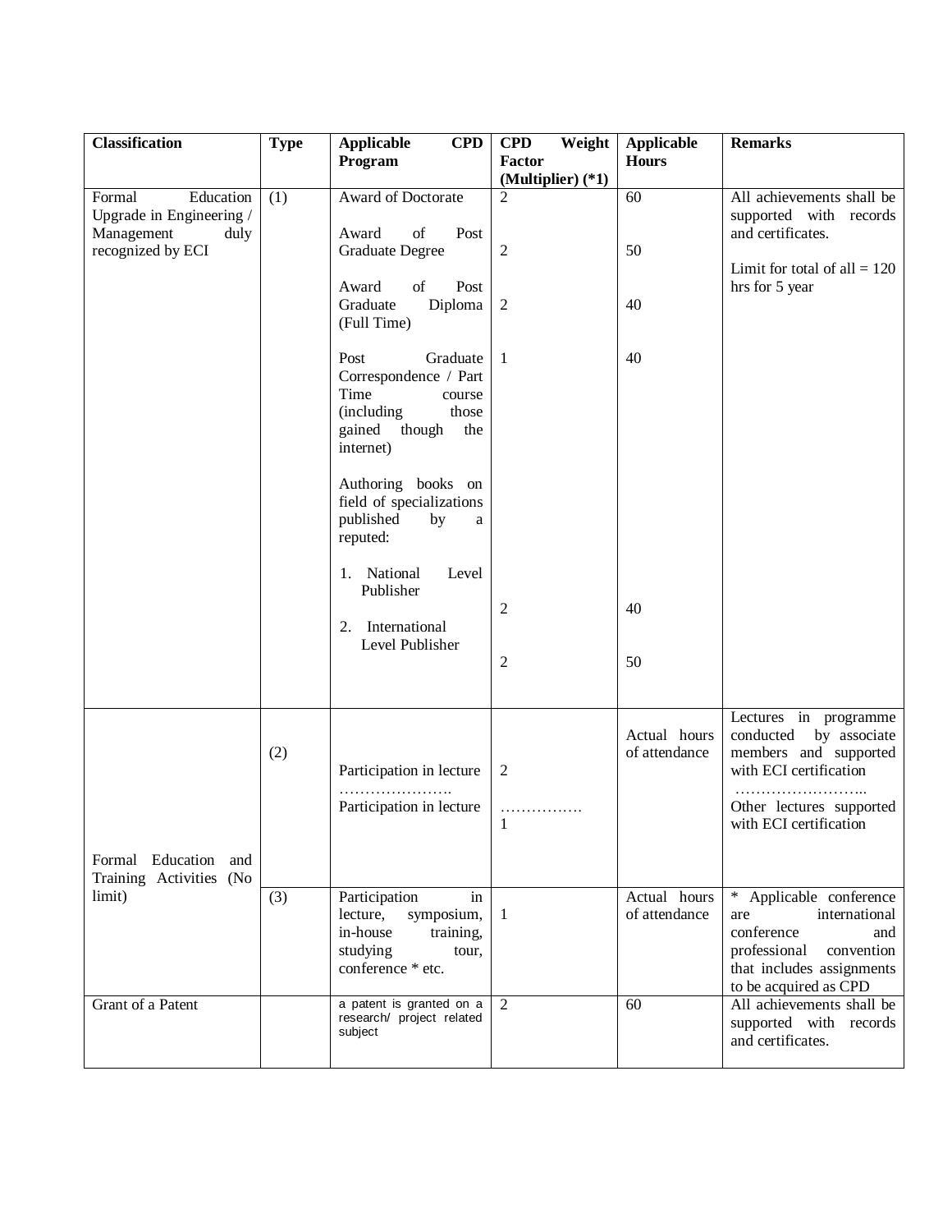| Classification | Type | Applicable CPD Program | CPD Weight Factor (Multiplier) (*1) | Applicable Hours | Remarks |
|---|---|---|---|---|---|
| Formal Education Upgrade in Engineering / Management duly recognized by ECI | (1) | Award of Doctorate | 2 | 60 | All achievements shall be supported with records and certificates.<br><br>Limit for total of all = 120 hrs for 5 year |
| | | Award of Post Graduate Degree | 2 | 50 | |
| | | Award of Post Graduate Diploma (Full Time) | 2 | 40 | |
| | | Post Graduate Correspondence / Part Time course (including those gained though the internet) | 1 | 40 | |
| | | Authoring books on field of specializations published by a reputed:<br>1. National Level Publisher | 2 | 40 | |
| | | 2. International Level Publisher | 2 | 50 | |
| Formal Education and Training Activities (No limit) | (2) | Participation in lecture | 2 | Actual hours of attendance | Lectures in programme conducted by associate members and supported with ECI certification |
| | | …………………. Participation in lecture | ……………. 1 | | …………………….. Other lectures supported with ECI certification |
| | (3) | Participation in lecture, symposium, in-house training, studying tour, conference * etc. | 1 | Actual hours of attendance | * Applicable conference are international conference and professional convention that includes assignments to be acquired as CPD |
| Grant of a Patent | | a patent is granted on a research/ project related subject | 2 | 60 | All achievements shall be supported with records and certificates. |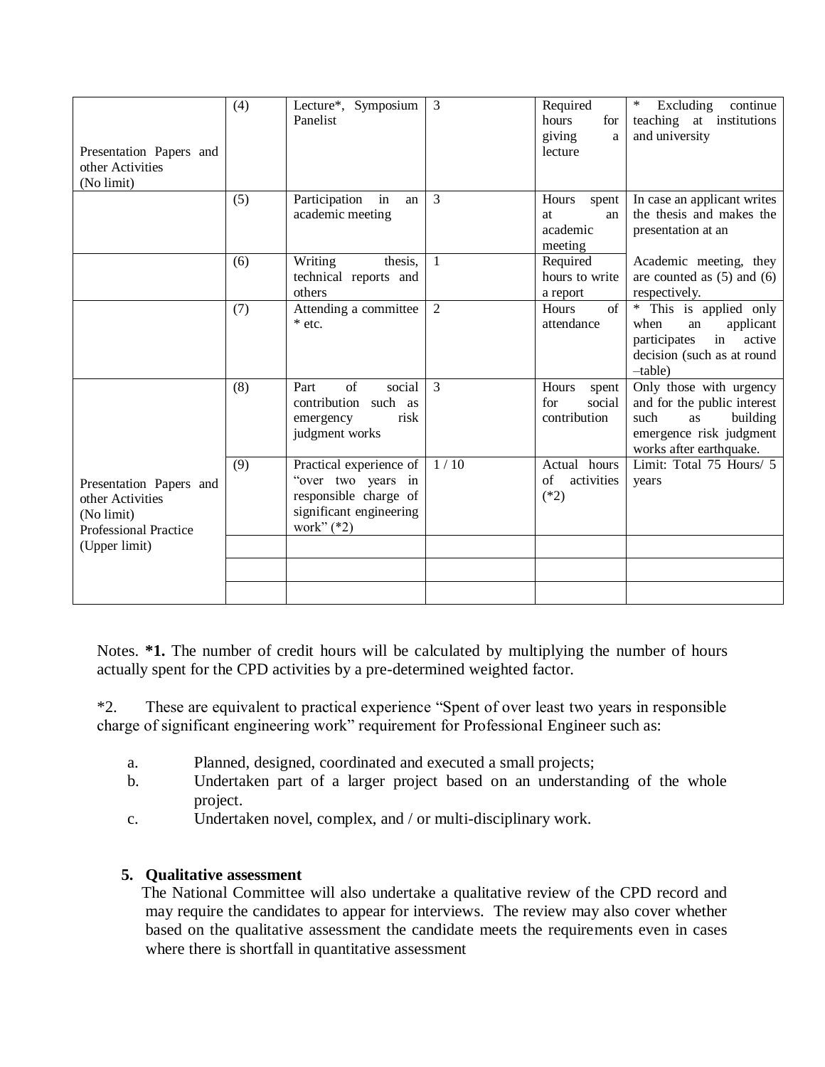| | | | | | |
|---|---|---|---|---|---|
| Presentation Papers and other Activities (No limit) | (4) | Lecture*, Symposium Panelist | 3 | Required hours for giving a lecture | * Excluding continue teaching at institutions and university |
| | (5) | Participation in an academic meeting | 3 | Hours spent at an academic meeting | In case an applicant writes the thesis and makes the presentation at an |
| | (6) | Writing thesis, technical reports and others | 1 | Required hours to write a report | Academic meeting, they are counted as (5) and (6) respectively. |
| | (7) | Attending a committee * etc. | 2 | Hours of attendance | * This is applied only when an applicant participates in active decision (such as at round –table) |
| Presentation Papers and other Activities (No limit) Professional Practice (Upper limit) | (8) | Part of social contribution such as emergency risk judgment works | 3 | Hours spent for social contribution | Only those with urgency and for the public interest such as building emergence risk judgment works after earthquake. |
| | (9) | Practical experience of "over two years in responsible charge of significant engineering work" (*2) | 1 / 10 | Actual hours of activities (*2) | Limit: Total 75 Hours/ 5 years |
| | | | | | |
| | | | | | |
| | | | | | |

Notes. **\*1.** The number of credit hours will be calculated by multiplying the number of hours actually spent for the CPD activities by a pre-determined weighted factor.

*2. These are equivalent to practical experience "Spent of over least two years in responsible charge of significant engineering work" requirement for Professional Engineer such as:

a. Planned, designed, coordinated and executed a small projects;
b. Undertaken part of a larger project based on an understanding of the whole project.
c. Undertaken novel, complex, and / or multi-disciplinary work.

### 5. Qualitative assessment

The National Committee will also undertake a qualitative review of the CPD record and may require the candidates to appear for interviews. The review may also cover whether based on the qualitative assessment the candidate meets the requirements even in cases where there is shortfall in quantitative assessment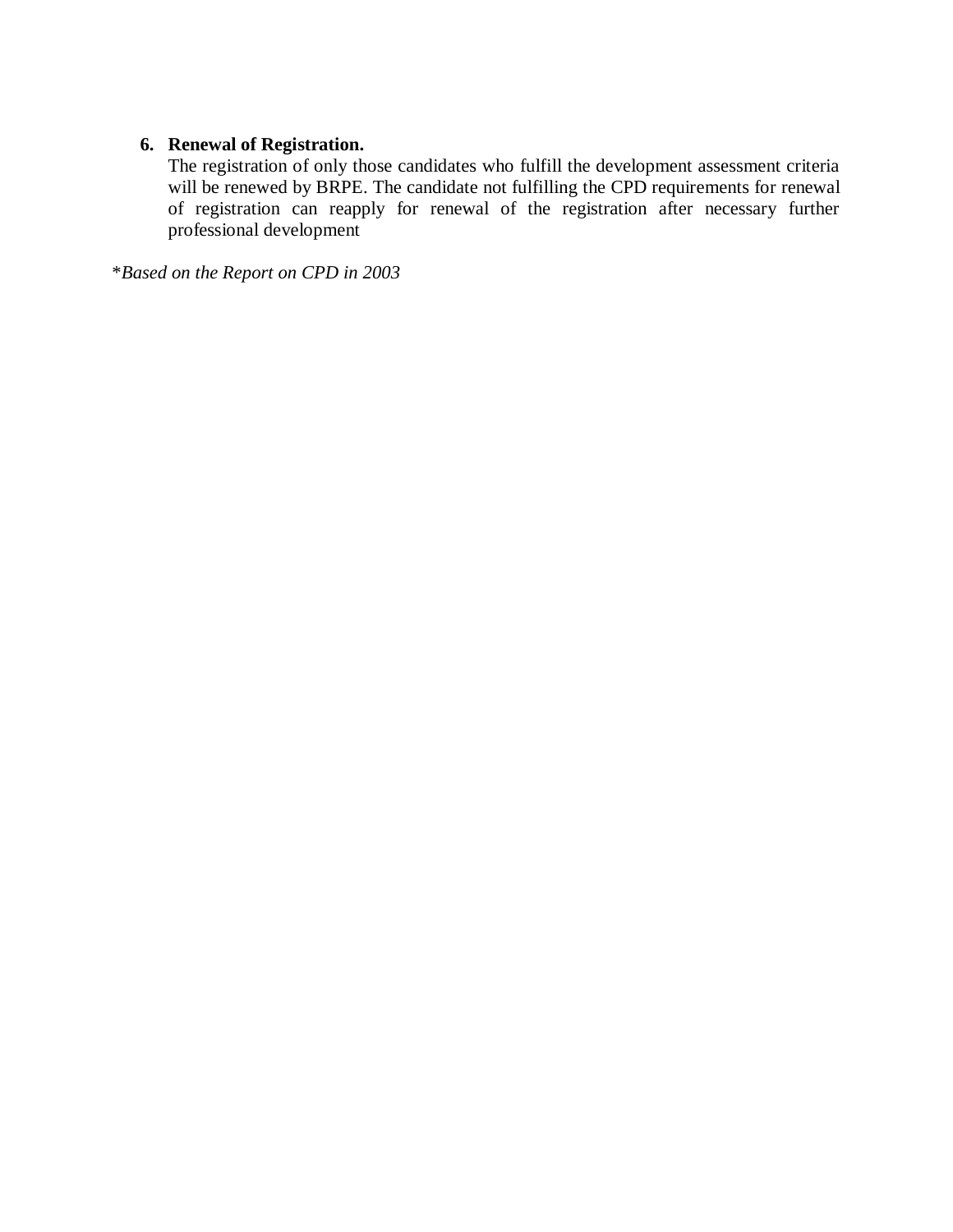6. **Renewal of Registration.**
   The registration of only those candidates who fulfill the development assessment criteria will be renewed by BRPE. The candidate not fulfilling the CPD requirements for renewal of registration can reapply for renewal of the registration after necessary further professional development

**Based on the Report on CPD in 2003*